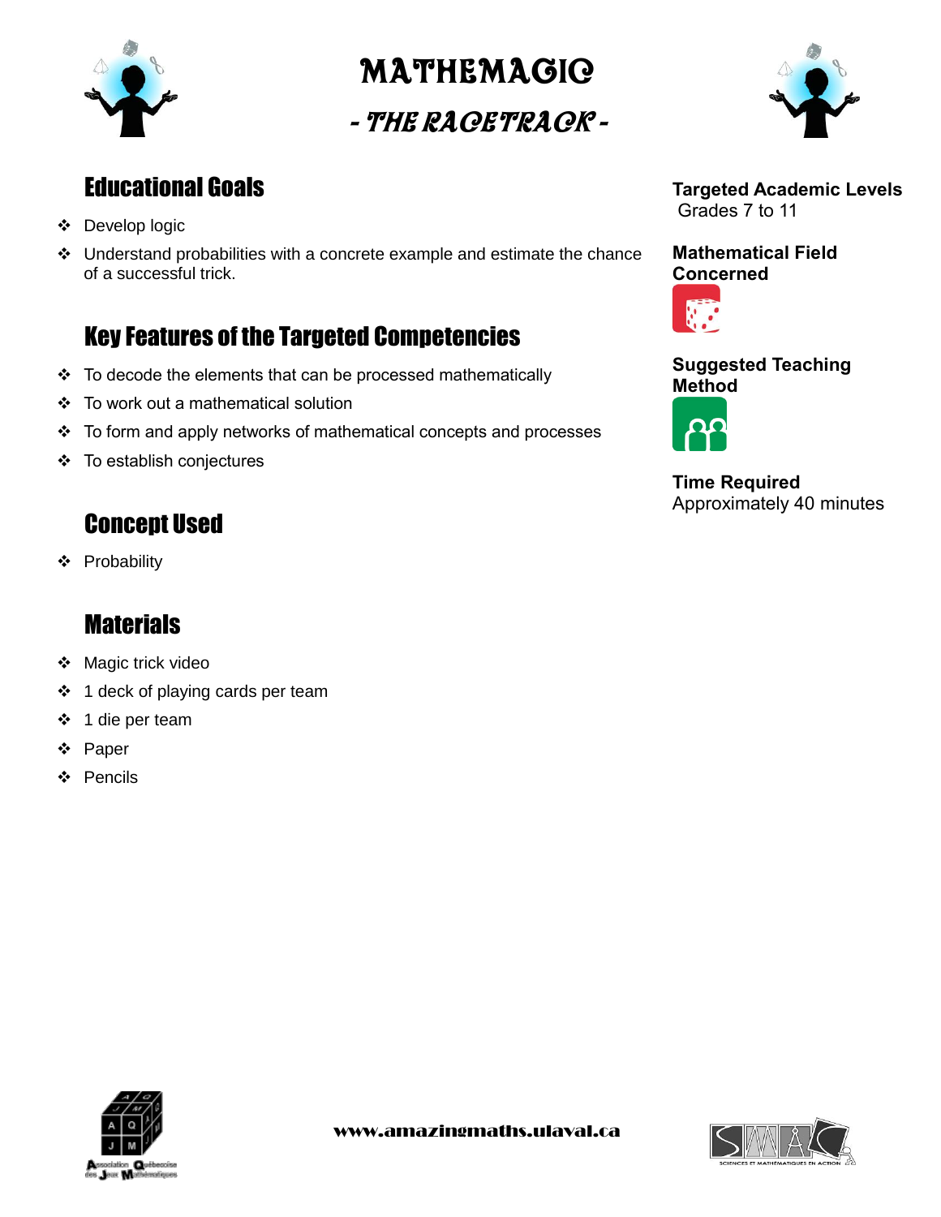# MATHEMAGIC

## - THE RACETRACK -

## Educational Goals

- Develop logic
- Understand probabilities with a concrete example and estimate the chance of a successful trick.

## Key Features of the Targeted Competencies

- To decode the elements that can be processed mathematically
- To work out a mathematical solution
- To form and apply networks of mathematical concepts and processes
- To establish conjectures

## Concept Used

- Probability

## Materials

- Magic trick video
- 1 deck of playing cards per team
- 1 die per team
- Paper
- Pencils

**Targeted Academic Levels**
Grades 7 to 11

**Mathematical Field Concerned**

**Suggested Teaching Method**

**Time Required**
Approximately 40 minutes

www.amazingmaths.ulaval.ca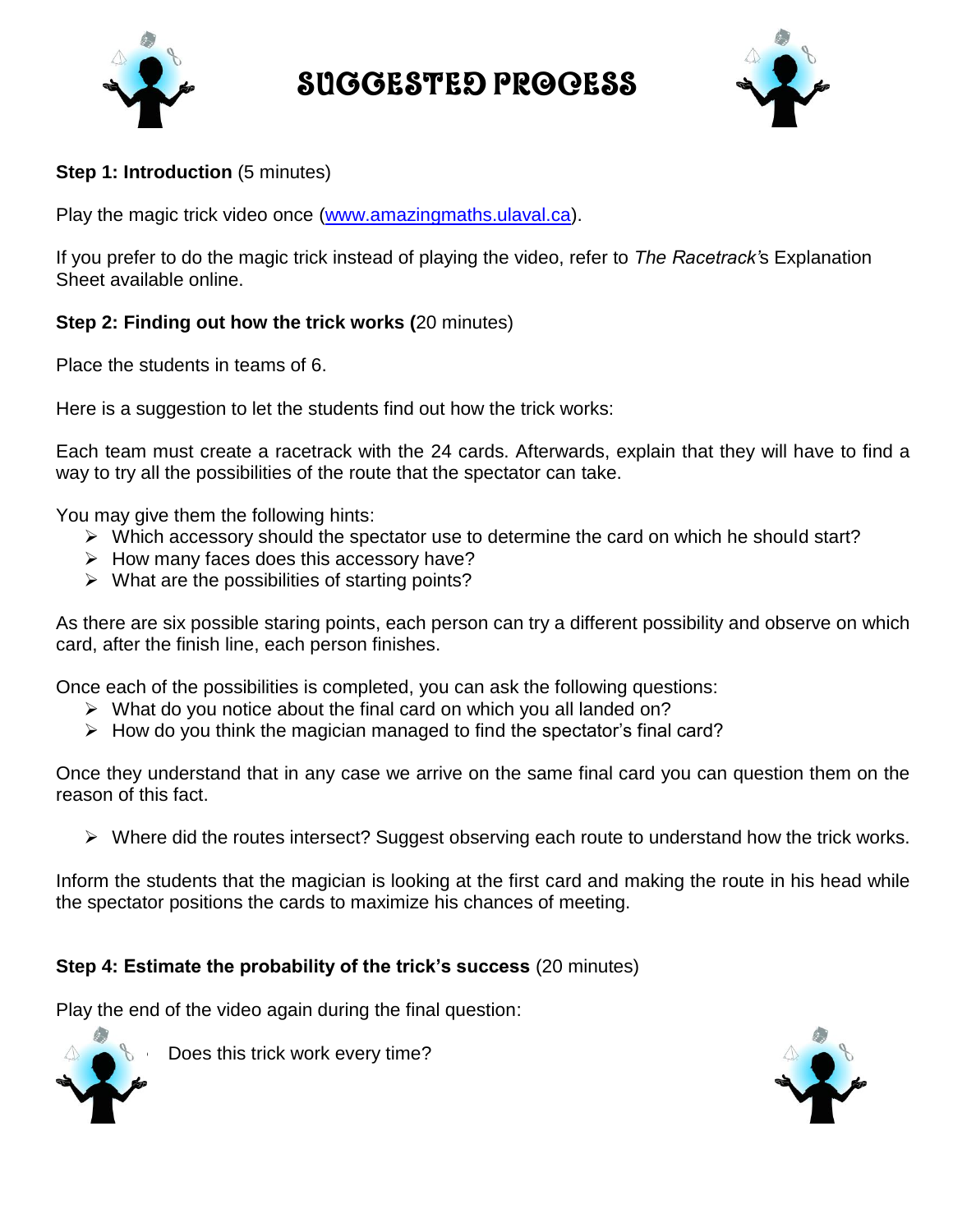# SUGGESTED PROCESS

**Step 1: Introduction** (5 minutes)

Play the magic trick video once (www.amazingmaths.ulaval.ca).

If you prefer to do the magic trick instead of playing the video, refer to *The Racetrack*'s Explanation Sheet available online.

**Step 2: Finding out how the trick works (**20 minutes)

Place the students in teams of 6.

Here is a suggestion to let the students find out how the trick works:

Each team must create a racetrack with the 24 cards. Afterwards, explain that they will have to find a way to try all the possibilities of the route that the spectator can take.

You may give them the following hints:

- Which accessory should the spectator use to determine the card on which he should start?
- How many faces does this accessory have?
- What are the possibilities of starting points?

As there are six possible staring points, each person can try a different possibility and observe on which card, after the finish line, each person finishes.

Once each of the possibilities is completed, you can ask the following questions:

- What do you notice about the final card on which you all landed on?
- How do you think the magician managed to find the spectator's final card?

Once they understand that in any case we arrive on the same final card you can question them on the reason of this fact.

- Where did the routes intersect? Suggest observing each route to understand how the trick works.

Inform the students that the magician is looking at the first card and making the route in his head while the spectator positions the cards to maximize his chances of meeting.

**Step 4: Estimate the probability of the trick's success** (20 minutes)

Play the end of the video again during the final question:

Does this trick work every time?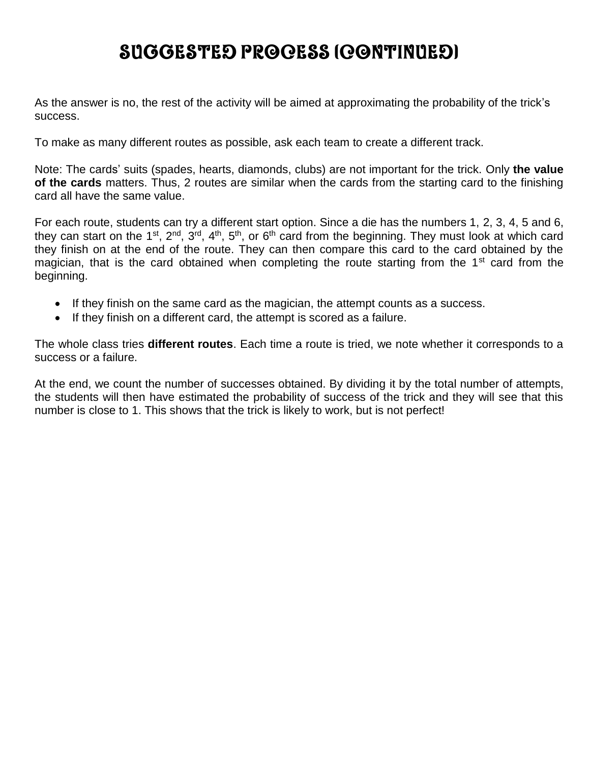# SUGGESTED PROCESS (CONTINUED)

As the answer is no, the rest of the activity will be aimed at approximating the probability of the trick's success.

To make as many different routes as possible, ask each team to create a different track.

Note: The cards' suits (spades, hearts, diamonds, clubs) are not important for the trick. Only **the value of the cards** matters. Thus, 2 routes are similar when the cards from the starting card to the finishing card all have the same value.

For each route, students can try a different start option. Since a die has the numbers 1, 2, 3, 4, 5 and 6, they can start on the 1st, 2nd, 3rd, 4th, 5th, or 6th card from the beginning. They must look at which card they finish on at the end of the route. They can then compare this card to the card obtained by the magician, that is the card obtained when completing the route starting from the 1st card from the beginning.

- If they finish on the same card as the magician, the attempt counts as a success.
- If they finish on a different card, the attempt is scored as a failure.

The whole class tries **different routes**. Each time a route is tried, we note whether it corresponds to a success or a failure.

At the end, we count the number of successes obtained. By dividing it by the total number of attempts, the students will then have estimated the probability of success of the trick and they will see that this number is close to 1. This shows that the trick is likely to work, but is not perfect!